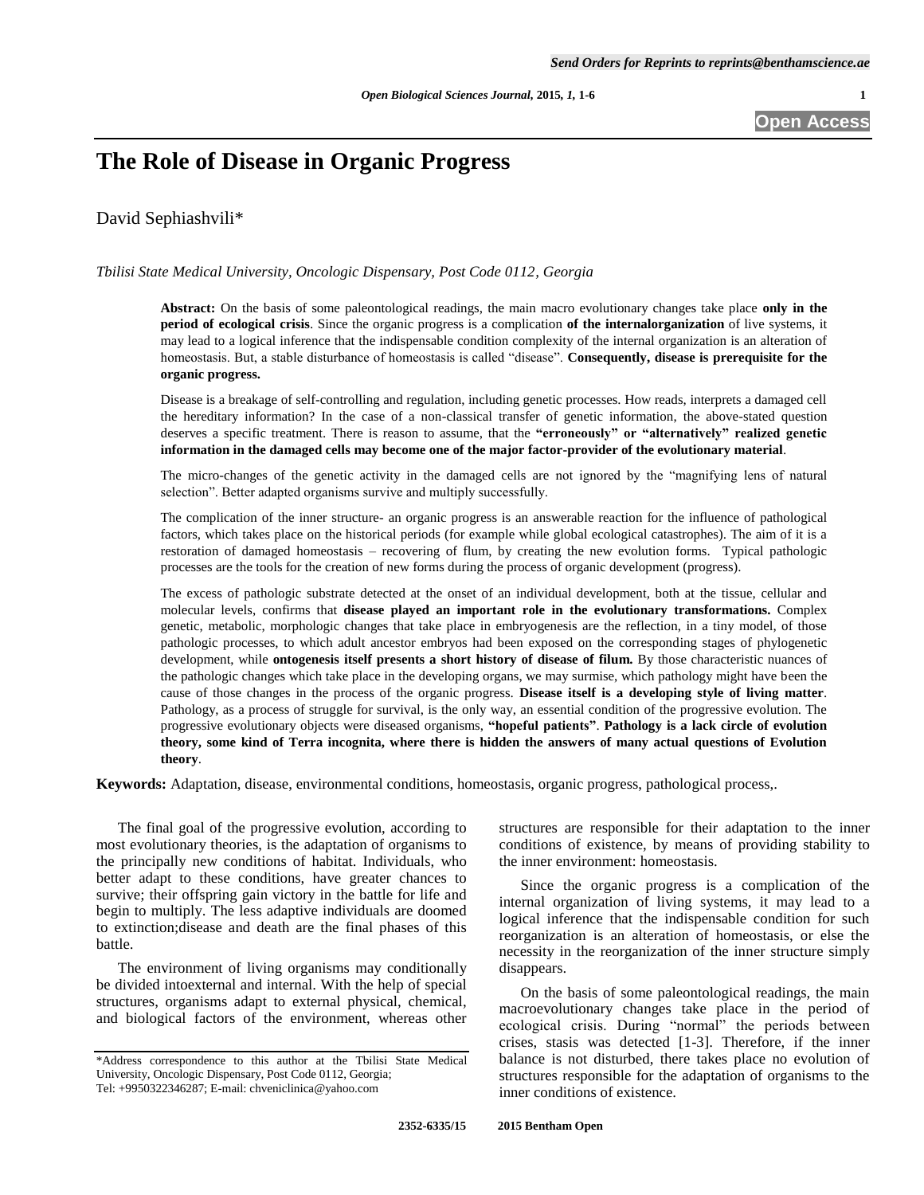# The Role of Disease in Organic Progress

David Sephiashvili*

*Tbilisi State Medical University, Oncologic Dispensary, Post Code 0112, Georgia*

**Abstract:** On the basis of some paleontological readings, the main macro evolutionary changes take place **only in the period of ecological crisis**. Since the organic progress is a complication **of the internalorganization** of live systems, it may lead to a logical inference that the indispensable condition complexity of the internal organization is an alteration of homeostasis. But, a stable disturbance of homeostasis is called "disease". **Consequently, disease is prerequisite for the organic progress.**

Disease is a breakage of self-controlling and regulation, including genetic processes. How reads, interprets a damaged cell the hereditary information? In the case of a non-classical transfer of genetic information, the above-stated question deserves a specific treatment. There is reason to assume, that the **"erroneously" or "alternatively" realized genetic information in the damaged cells may become one of the major factor-provider of the evolutionary material**.

The micro-changes of the genetic activity in the damaged cells are not ignored by the "magnifying lens of natural selection". Better adapted organisms survive and multiply successfully.

The complication of the inner structure- an organic progress is an answerable reaction for the influence of pathological factors, which takes place on the historical periods (for example while global ecological catastrophes). The aim of it is a restoration of damaged homeostasis – recovering of flum, by creating the new evolution forms. Typical pathologic processes are the tools for the creation of new forms during the process of organic development (progress).

The excess of pathologic substrate detected at the onset of an individual development, both at the tissue, cellular and molecular levels, confirms that **disease played an important role in the evolutionary transformations.** Complex genetic, metabolic, morphologic changes that take place in embryogenesis are the reflection, in a tiny model, of those pathologic processes, to which adult ancestor embryos had been exposed on the corresponding stages of phylogenetic development, while **ontogenesis itself presents a short history of disease of filum.** By those characteristic nuances of the pathologic changes which take place in the developing organs, we may surmise, which pathology might have been the cause of those changes in the process of the organic progress. **Disease itself is a developing style of living matter**. Pathology, as a process of struggle for survival, is the only way, an essential condition of the progressive evolution. The progressive evolutionary objects were diseased organisms, **"hopeful patients"**. **Pathology is a lack circle of evolution theory, some kind of Terra incognita, where there is hidden the answers of many actual questions of Evolution theory**.

**Keywords:** Adaptation, disease, environmental conditions, homeostasis, organic progress, pathological process,.

The final goal of the progressive evolution, according to most evolutionary theories, is the adaptation of organisms to the principally new conditions of habitat. Individuals, who better adapt to these conditions, have greater chances to survive; their offspring gain victory in the battle for life and begin to multiply. The less adaptive individuals are doomed to extinction;disease and death are the final phases of this battle.

The environment of living organisms may conditionally be divided intoexternal and internal. With the help of special structures, organisms adapt to external physical, chemical, and biological factors of the environment, whereas other structures are responsible for their adaptation to the inner conditions of existence, by means of providing stability to the inner environment: homeostasis.

Since the organic progress is a complication of the internal organization of living systems, it may lead to a logical inference that the indispensable condition for such reorganization is an alteration of homeostasis, or else the necessity in the reorganization of the inner structure simply disappears.

On the basis of some paleontological readings, the main macroevolutionary changes take place in the period of ecological crisis. During "normal" the periods between crises, stasis was detected [1-3]. Therefore, if the inner balance is not disturbed, there takes place no evolution of structures responsible for the adaptation of organisms to the inner conditions of existence.

*Address correspondence to this author at the Tbilisi State Medical University, Oncologic Dispensary, Post Code 0112, Georgia; Tel: +9950322346287; E-mail: chveniclinica@yahoo.com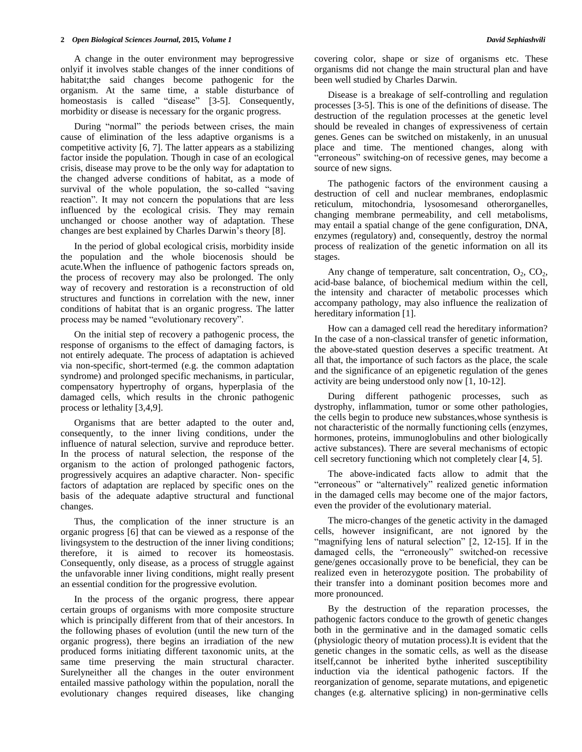A change in the outer environment may beprogressive onlyif it involves stable changes of the inner conditions of habitat;the said changes become pathogenic for the organism. At the same time, a stable disturbance of homeostasis is called "disease" [3-5]. Consequently, morbidity or disease is necessary for the organic progress.

During "normal" the periods between crises, the main cause of elimination of the less adaptive organisms is a competitive activity [6, 7]. The latter appears as a stabilizing factor inside the population. Though in case of an ecological crisis, disease may prove to be the only way for adaptation to the changed adverse conditions of habitat, as a mode of survival of the whole population, the so-called "saving reaction". It may not concern the populations that are less influenced by the ecological crisis. They may remain unchanged or choose another way of adaptation. These changes are best explained by Charles Darwin's theory [8].

In the period of global ecological crisis, morbidity inside the population and the whole biocenosis should be acute.When the influence of pathogenic factors spreads on, the process of recovery may also be prolonged. The only way of recovery and restoration is a reconstruction of old structures and functions in correlation with the new, inner conditions of habitat that is an organic progress. The latter process may be named "evolutionary recovery".

On the initial step of recovery a pathogenic process, the response of organisms to the effect of damaging factors, is not entirely adequate. The process of adaptation is achieved via non-specific, short-termed (e.g. the common adaptation syndrome) and prolonged specific mechanisms, in particular, compensatory hypertrophy of organs, hyperplasia of the damaged cells, which results in the chronic pathogenic process or lethality [3,4,9].

Organisms that are better adapted to the outer and, consequently, to the inner living conditions, under the influence of natural selection, survive and reproduce better. In the process of natural selection, the response of the organism to the action of prolonged pathogenic factors, progressively acquires an adaptive character. Non- specific factors of adaptation are replaced by specific ones on the basis of the adequate adaptive structural and functional changes.

Thus, the complication of the inner structure is an organic progress [6] that can be viewed as a response of the livingsystem to the destruction of the inner living conditions; therefore, it is aimed to recover its homeostasis. Consequently, only disease, as a process of struggle against the unfavorable inner living conditions, might really present an essential condition for the progressive evolution.

In the process of the organic progress, there appear certain groups of organisms with more composite structure which is principally different from that of their ancestors. In the following phases of evolution (until the new turn of the organic progress), there begins an irradiation of the new produced forms initiating different taxonomic units, at the same time preserving the main structural character. Surelyneither all the changes in the outer environment entailed massive pathology within the population, norall the evolutionary changes required diseases, like changing covering color, shape or size of organisms etc. These organisms did not change the main structural plan and have been well studied by Charles Darwin.

Disease is a breakage of self-controlling and regulation processes [3-5]. This is one of the definitions of disease. The destruction of the regulation processes at the genetic level should be revealed in changes of expressiveness of certain genes. Genes can be switched on mistakenly, in an unusual place and time. The mentioned changes, along with "erroneous" switching-on of recessive genes, may become a source of new signs.

The pathogenic factors of the environment causing a destruction of cell and nuclear membranes, endoplasmic reticulum, mitochondria, lysosomesand otherorganelles, changing membrane permeability, and cell metabolisms, may entail a spatial change of the gene configuration, DNA, enzymes (regulatory) and, consequently, destroy the normal process of realization of the genetic information on all its stages.

Any change of temperature, salt concentration, $O_2$, $CO_2$, acid-base balance, of biochemical medium within the cell, the intensity and character of metabolic processes which accompany pathology, may also influence the realization of hereditary information [1].

How can a damaged cell read the hereditary information? In the case of a non-classical transfer of genetic information, the above-stated question deserves a specific treatment. At all that, the importance of such factors as the place, the scale and the significance of an epigenetic regulation of the genes activity are being understood only now [1, 10-12].

During different pathogenic processes, such as dystrophy, inflammation, tumor or some other pathologies, the cells begin to produce new substances,whose synthesis is not characteristic of the normally functioning cells (enzymes, hormones, proteins, immunoglobulins and other biologically active substances). There are several mechanisms of ectopic cell secretory functioning which not completely clear [4, 5].

The above-indicated facts allow to admit that the "erroneous" or "alternatively" realized genetic information in the damaged cells may become one of the major factors, even the provider of the evolutionary material.

The micro-changes of the genetic activity in the damaged cells, however insignificant, are not ignored by the "magnifying lens of natural selection" [2, 12-15]. If in the damaged cells, the "erroneously" switched-on recessive gene/genes occasionally prove to be beneficial, they can be realized even in heterozygote position. The probability of their transfer into a dominant position becomes more and more pronounced.

By the destruction of the reparation processes, the pathogenic factors conduce to the growth of genetic changes both in the germinative and in the damaged somatic cells (physiologic theory of mutation process).It is evident that the genetic changes in the somatic cells, as well as the disease itself,cannot be inherited bythe inherited susceptibility induction via the identical pathogenic factors. If the reorganization of genome, separate mutations, and epigenetic changes (e.g. alternative splicing) in non-germinative cells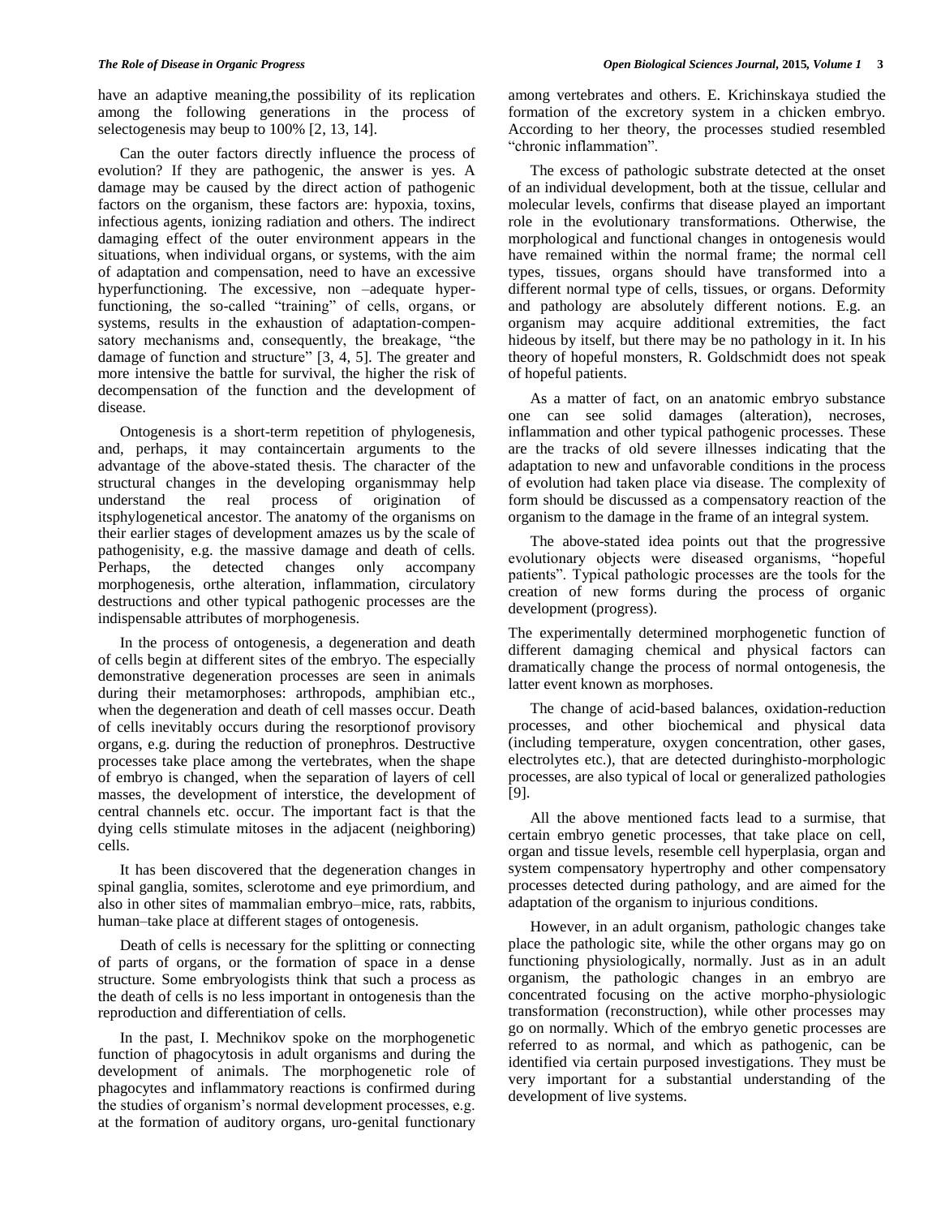have an adaptive meaning,the possibility of its replication among the following generations in the process of selectogenesis may beup to 100% [2, 13, 14].

Can the outer factors directly influence the process of evolution? If they are pathogenic, the answer is yes. A damage may be caused by the direct action of pathogenic factors on the organism, these factors are: hypoxia, toxins, infectious agents, ionizing radiation and others. The indirect damaging effect of the outer environment appears in the situations, when individual organs, or systems, with the aim of adaptation and compensation, need to have an excessive hyperfunctioning. The excessive, non –adequate hyper-functioning, the so-called "training" of cells, organs, or systems, results in the exhaustion of adaptation-compensatory mechanisms and, consequently, the breakage, "the damage of function and structure" [3, 4, 5]. The greater and more intensive the battle for survival, the higher the risk of decompensation of the function and the development of disease.

Ontogenesis is a short-term repetition of phylogenesis, and, perhaps, it may containcertain arguments to the advantage of the above-stated thesis. The character of the structural changes in the developing organismmay help understand the real process of origination of itsphylogenetical ancestor. The anatomy of the organisms on their earlier stages of development amazes us by the scale of pathogenisity, e.g. the massive damage and death of cells. Perhaps, the detected changes only accompany morphogenesis, orthe alteration, inflammation, circulatory destructions and other typical pathogenic processes are the indispensable attributes of morphogenesis.

In the process of ontogenesis, a degeneration and death of cells begin at different sites of the embryo. The especially demonstrative degeneration processes are seen in animals during their metamorphoses: arthropods, amphibian etc., when the degeneration and death of cell masses occur. Death of cells inevitably occurs during the resorptionof provisory organs, e.g. during the reduction of pronephros. Destructive processes take place among the vertebrates, when the shape of embryo is changed, when the separation of layers of cell masses, the development of interstice, the development of central channels etc. occur. The important fact is that the dying cells stimulate mitoses in the adjacent (neighboring) cells.

It has been discovered that the degeneration changes in spinal ganglia, somites, sclerotome and eye primordium, and also in other sites of mammalian embryo–mice, rats, rabbits, human–take place at different stages of ontogenesis.

Death of cells is necessary for the splitting or connecting of parts of organs, or the formation of space in a dense structure. Some embryologists think that such a process as the death of cells is no less important in ontogenesis than the reproduction and differentiation of cells.

In the past, I. Mechnikov spoke on the morphogenetic function of phagocytosis in adult organisms and during the development of animals. The morphogenetic role of phagocytes and inflammatory reactions is confirmed during the studies of organism's normal development processes, e.g. at the formation of auditory organs, uro-genital functionary among vertebrates and others. E. Krichinskaya studied the formation of the excretory system in a chicken embryo. According to her theory, the processes studied resembled "chronic inflammation".

The excess of pathologic substrate detected at the onset of an individual development, both at the tissue, cellular and molecular levels, confirms that disease played an important role in the evolutionary transformations. Otherwise, the morphological and functional changes in ontogenesis would have remained within the normal frame; the normal cell types, tissues, organs should have transformed into a different normal type of cells, tissues, or organs. Deformity and pathology are absolutely different notions. E.g. an organism may acquire additional extremities, the fact hideous by itself, but there may be no pathology in it. In his theory of hopeful monsters, R. Goldschmidt does not speak of hopeful patients.

As a matter of fact, on an anatomic embryo substance one can see solid damages (alteration), necroses, inflammation and other typical pathogenic processes. These are the tracks of old severe illnesses indicating that the adaptation to new and unfavorable conditions in the process of evolution had taken place via disease. The complexity of form should be discussed as a compensatory reaction of the organism to the damage in the frame of an integral system.

The above-stated idea points out that the progressive evolutionary objects were diseased organisms, "hopeful patients". Typical pathologic processes are the tools for the creation of new forms during the process of organic development (progress).

The experimentally determined morphogenetic function of different damaging chemical and physical factors can dramatically change the process of normal ontogenesis, the latter event known as morphoses.

The change of acid-based balances, oxidation-reduction processes, and other biochemical and physical data (including temperature, oxygen concentration, other gases, electrolytes etc.), that are detected duringhisto-morphologic processes, are also typical of local or generalized pathologies [9].

All the above mentioned facts lead to a surmise, that certain embryo genetic processes, that take place on cell, organ and tissue levels, resemble cell hyperplasia, organ and system compensatory hypertrophy and other compensatory processes detected during pathology, and are aimed for the adaptation of the organism to injurious conditions.

However, in an adult organism, pathologic changes take place the pathologic site, while the other organs may go on functioning physiologically, normally. Just as in an adult organism, the pathologic changes in an embryo are concentrated focusing on the active morpho-physiologic transformation (reconstruction), while other processes may go on normally. Which of the embryo genetic processes are referred to as normal, and which as pathogenic, can be identified via certain purposed investigations. They must be very important for a substantial understanding of the development of live systems.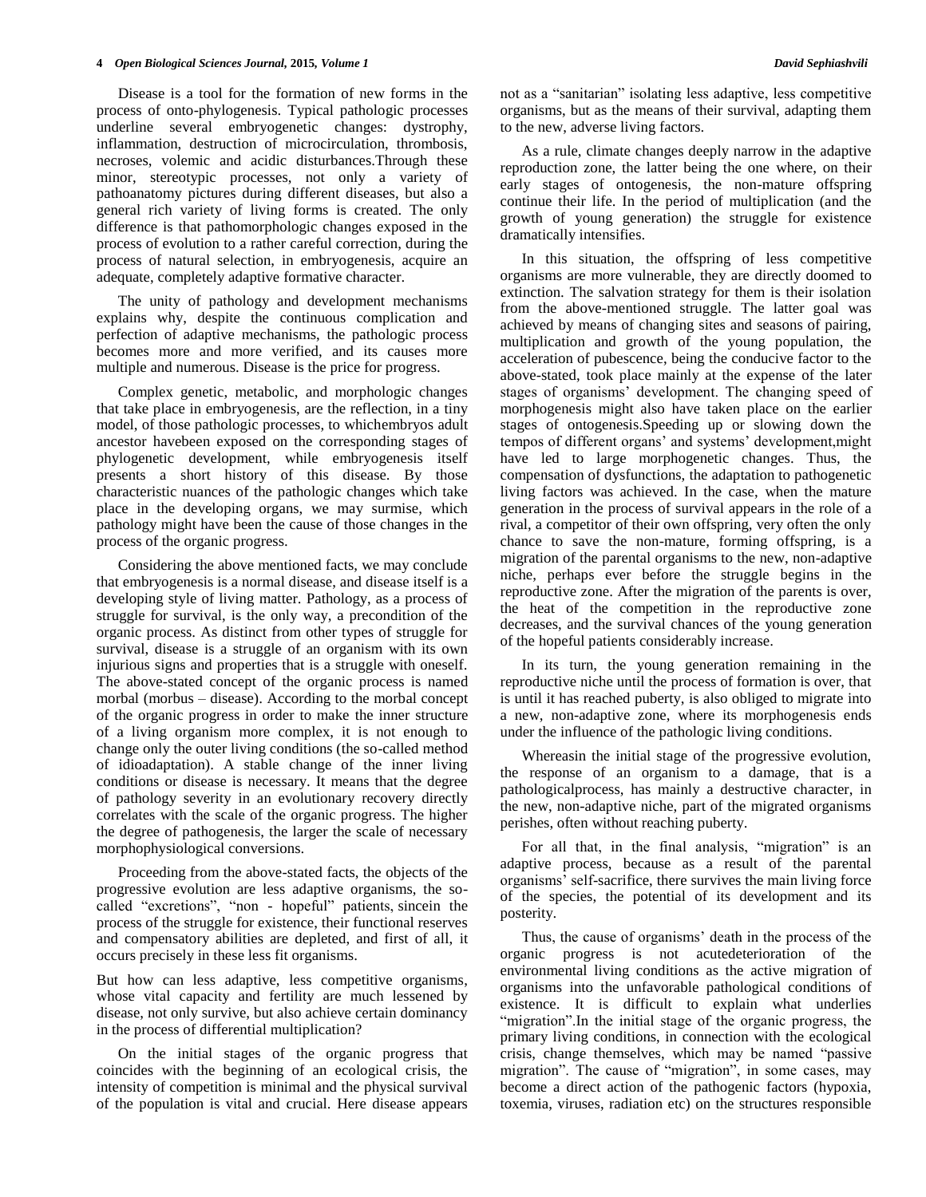Disease is a tool for the formation of new forms in the process of onto-phylogenesis. Typical pathologic processes underline several embryogenetic changes: dystrophy, inflammation, destruction of microcirculation, thrombosis, necroses, volemic and acidic disturbances.Through these minor, stereotypic processes, not only a variety of pathoanatomy pictures during different diseases, but also a general rich variety of living forms is created. The only difference is that pathomorphologic changes exposed in the process of evolution to a rather careful correction, during the process of natural selection, in embryogenesis, acquire an adequate, completely adaptive formative character.

The unity of pathology and development mechanisms explains why, despite the continuous complication and perfection of adaptive mechanisms, the pathologic process becomes more and more verified, and its causes more multiple and numerous. Disease is the price for progress.

Complex genetic, metabolic, and morphologic changes that take place in embryogenesis, are the reflection, in a tiny model, of those pathologic processes, to whichembryos adult ancestor havebeen exposed on the corresponding stages of phylogenetic development, while embryogenesis itself presents a short history of this disease. By those characteristic nuances of the pathologic changes which take place in the developing organs, we may surmise, which pathology might have been the cause of those changes in the process of the organic progress.

Considering the above mentioned facts, we may conclude that embryogenesis is a normal disease, and disease itself is a developing style of living matter. Pathology, as a process of struggle for survival, is the only way, a precondition of the organic process. As distinct from other types of struggle for survival, disease is a struggle of an organism with its own injurious signs and properties that is a struggle with oneself. The above-stated concept of the organic process is named morbal (morbus – disease). According to the morbal concept of the organic progress in order to make the inner structure of a living organism more complex, it is not enough to change only the outer living conditions (the so-called method of idioadaptation). A stable change of the inner living conditions or disease is necessary. It means that the degree of pathology severity in an evolutionary recovery directly correlates with the scale of the organic progress. The higher the degree of pathogenesis, the larger the scale of necessary morphophysiological conversions.

Proceeding from the above-stated facts, the objects of the progressive evolution are less adaptive organisms, the so-called "excretions", "non - hopeful" patients, sincein the process of the struggle for existence, their functional reserves and compensatory abilities are depleted, and first of all, it occurs precisely in these less fit organisms.

But how can less adaptive, less competitive organisms, whose vital capacity and fertility are much lessened by disease, not only survive, but also achieve certain dominancy in the process of differential multiplication?

On the initial stages of the organic progress that coincides with the beginning of an ecological crisis, the intensity of competition is minimal and the physical survival of the population is vital and crucial. Here disease appears not as a "sanitarian" isolating less adaptive, less competitive organisms, but as the means of their survival, adapting them to the new, adverse living factors.

As a rule, climate changes deeply narrow in the adaptive reproduction zone, the latter being the one where, on their early stages of ontogenesis, the non-mature offspring continue their life. In the period of multiplication (and the growth of young generation) the struggle for existence dramatically intensifies.

In this situation, the offspring of less competitive organisms are more vulnerable, they are directly doomed to extinction. The salvation strategy for them is their isolation from the above-mentioned struggle. The latter goal was achieved by means of changing sites and seasons of pairing, multiplication and growth of the young population, the acceleration of pubescence, being the conducive factor to the above-stated, took place mainly at the expense of the later stages of organisms' development. The changing speed of morphogenesis might also have taken place on the earlier stages of ontogenesis.Speeding up or slowing down the tempos of different organs' and systems' development,might have led to large morphogenetic changes. Thus, the compensation of dysfunctions, the adaptation to pathogenetic living factors was achieved. In the case, when the mature generation in the process of survival appears in the role of a rival, a competitor of their own offspring, very often the only chance to save the non-mature, forming offspring, is a migration of the parental organisms to the new, non-adaptive niche, perhaps ever before the struggle begins in the reproductive zone. After the migration of the parents is over, the heat of the competition in the reproductive zone decreases, and the survival chances of the young generation of the hopeful patients considerably increase.

In its turn, the young generation remaining in the reproductive niche until the process of formation is over, that is until it has reached puberty, is also obliged to migrate into a new, non-adaptive zone, where its morphogenesis ends under the influence of the pathologic living conditions.

Whereasin the initial stage of the progressive evolution, the response of an organism to a damage, that is a pathologicalprocess, has mainly a destructive character, in the new, non-adaptive niche, part of the migrated organisms perishes, often without reaching puberty.

For all that, in the final analysis, "migration" is an adaptive process, because as a result of the parental organisms' self-sacrifice, there survives the main living force of the species, the potential of its development and its posterity.

Thus, the cause of organisms' death in the process of the organic progress is not acutedeterioration of the environmental living conditions as the active migration of organisms into the unfavorable pathological conditions of existence. It is difficult to explain what underlies "migration".In the initial stage of the organic progress, the primary living conditions, in connection with the ecological crisis, change themselves, which may be named "passive migration". The cause of "migration", in some cases, may become a direct action of the pathogenic factors (hypoxia, toxemia, viruses, radiation etc) on the structures responsible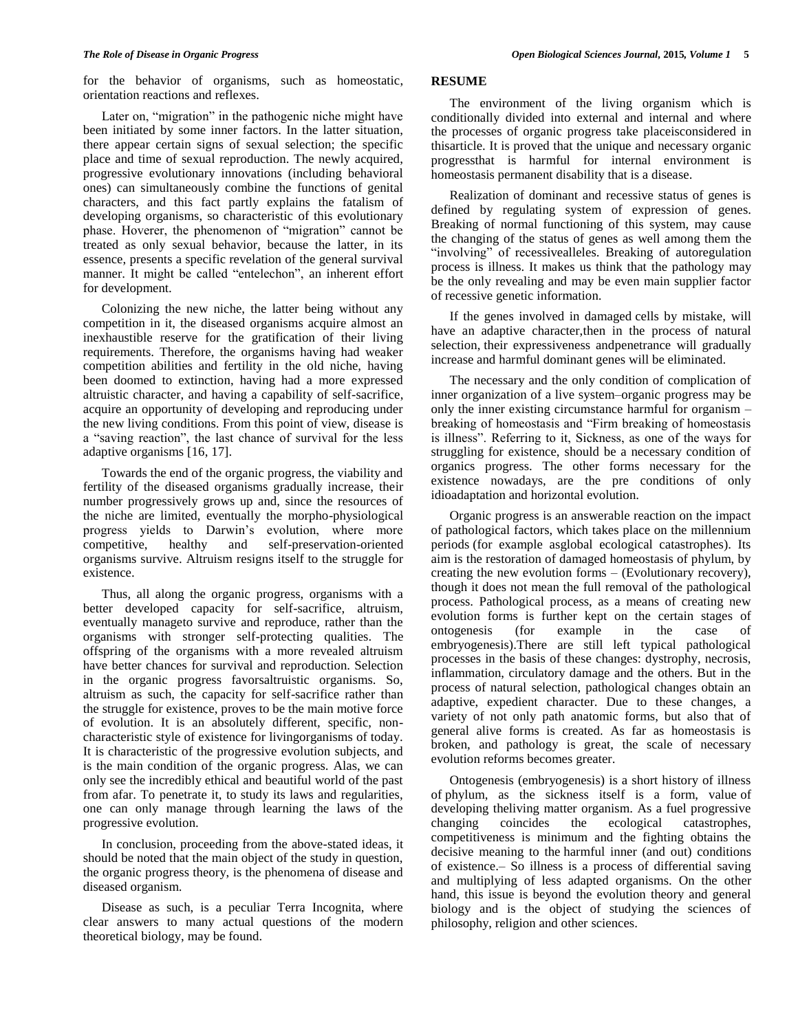for the behavior of organisms, such as homeostatic, orientation reactions and reflexes.

Later on, "migration" in the pathogenic niche might have been initiated by some inner factors. In the latter situation, there appear certain signs of sexual selection; the specific place and time of sexual reproduction. The newly acquired, progressive evolutionary innovations (including behavioral ones) can simultaneously combine the functions of genital characters, and this fact partly explains the fatalism of developing organisms, so characteristic of this evolutionary phase. Hoverer, the phenomenon of "migration" cannot be treated as only sexual behavior, because the latter, in its essence, presents a specific revelation of the general survival manner. It might be called "entelechon", an inherent effort for development.

Colonizing the new niche, the latter being without any competition in it, the diseased organisms acquire almost an inexhaustible reserve for the gratification of their living requirements. Therefore, the organisms having had weaker competition abilities and fertility in the old niche, having been doomed to extinction, having had a more expressed altruistic character, and having a capability of self-sacrifice, acquire an opportunity of developing and reproducing under the new living conditions. From this point of view, disease is a "saving reaction", the last chance of survival for the less adaptive organisms [16, 17].

Towards the end of the organic progress, the viability and fertility of the diseased organisms gradually increase, their number progressively grows up and, since the resources of the niche are limited, eventually the morpho-physiological progress yields to Darwin's evolution, where more competitive, healthy and self-preservation-oriented organisms survive. Altruism resigns itself to the struggle for existence.

Thus, all along the organic progress, organisms with a better developed capacity for self-sacrifice, altruism, eventually manageto survive and reproduce, rather than the organisms with stronger self-protecting qualities. The offspring of the organisms with a more revealed altruism have better chances for survival and reproduction. Selection in the organic progress favorsaltruistic organisms. So, altruism as such, the capacity for self-sacrifice rather than the struggle for existence, proves to be the main motive force of evolution. It is an absolutely different, specific, non-characteristic style of existence for livingorganisms of today. It is characteristic of the progressive evolution subjects, and is the main condition of the organic progress. Alas, we can only see the incredibly ethical and beautiful world of the past from afar. To penetrate it, to study its laws and regularities, one can only manage through learning the laws of the progressive evolution.

In conclusion, proceeding from the above-stated ideas, it should be noted that the main object of the study in question, the organic progress theory, is the phenomena of disease and diseased organism.

Disease as such, is a peculiar Terra Incognita, where clear answers to many actual questions of the modern theoretical biology, may be found.

## RESUME

The environment of the living organism which is conditionally divided into external and internal and where the processes of organic progress take placeisconsidered in thisarticle. It is proved that the unique and necessary organic progressthat is harmful for internal environment is homeostasis permanent disability that is a disease.

Realization of dominant and recessive status of genes is defined by regulating system of expression of genes. Breaking of normal functioning of this system, may cause the changing of the status of genes as well among them the "involving" of recessivealleles. Breaking of autoregulation process is illness. It makes us think that the pathology may be the only revealing and may be even main supplier factor of recessive genetic information.

If the genes involved in damaged cells by mistake, will have an adaptive character,then in the process of natural selection, their expressiveness andpenetrance will gradually increase and harmful dominant genes will be eliminated.

The necessary and the only condition of complication of inner organization of a live system–organic progress may be only the inner existing circumstance harmful for organism – breaking of homeostasis and "Firm breaking of homeostasis is illness". Referring to it, Sickness, as one of the ways for struggling for existence, should be a necessary condition of organics progress. The other forms necessary for the existence nowadays, are the pre conditions of only idioadaptation and horizontal evolution.

Organic progress is an answerable reaction on the impact of pathological factors, which takes place on the millennium periods (for example asglobal ecological catastrophes). Its aim is the restoration of damaged homeostasis of phylum, by creating the new evolution forms – (Evolutionary recovery), though it does not mean the full removal of the pathological process. Pathological process, as a means of creating new evolution forms is further kept on the certain stages of ontogenesis (for example in the case of embryogenesis).There are still left typical pathological processes in the basis of these changes: dystrophy, necrosis, inflammation, circulatory damage and the others. But in the process of natural selection, pathological changes obtain an adaptive, expedient character. Due to these changes, a variety of not only path anatomic forms, but also that of general alive forms is created. As far as homeostasis is broken, and pathology is great, the scale of necessary evolution reforms becomes greater.

Ontogenesis (embryogenesis) is a short history of illness of phylum, as the sickness itself is a form, value of developing theliving matter organism. As a fuel progressive changing coincides the ecological catastrophes, competitiveness is minimum and the fighting obtains the decisive meaning to the harmful inner (and out) conditions of existence.– So illness is a process of differential saving and multiplying of less adapted organisms. On the other hand, this issue is beyond the evolution theory and general biology and is the object of studying the sciences of philosophy, religion and other sciences.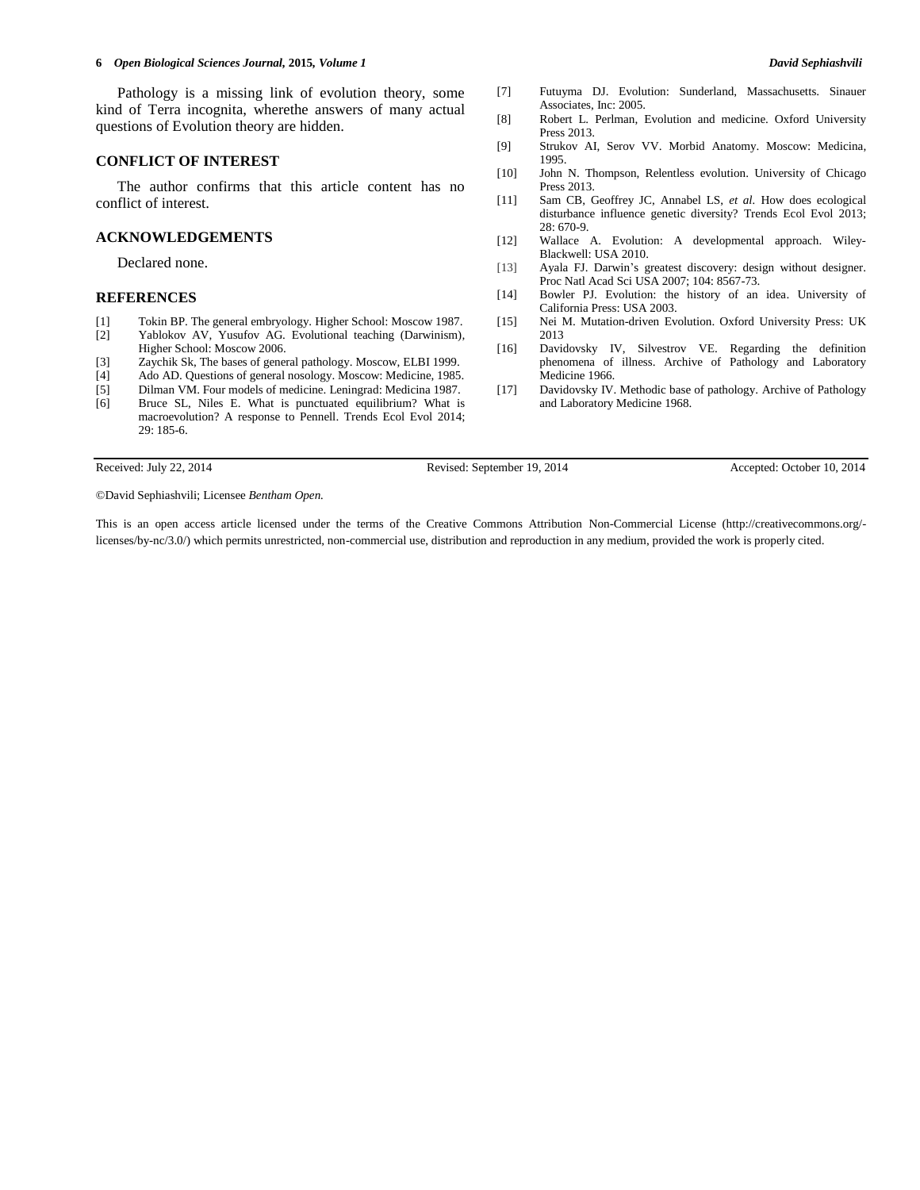Pathology is a missing link of evolution theory, some kind of Terra incognita, wherethe answers of many actual questions of Evolution theory are hidden.

## CONFLICT OF INTEREST

The author confirms that this article content has no conflict of interest.

## ACKNOWLEDGEMENTS

Declared none.

## REFERENCES

[1] Tokin BP. The general embryology. Higher School: Moscow 1987.

[2] Yablokov AV, Yusufov AG. Evolutional teaching (Darwinism), Higher School: Moscow 2006.

[3] Zaychik Sk, The bases of general pathology. Moscow, ELBI 1999.

[4] Ado AD. Questions of general nosology. Moscow: Medicine, 1985.

[5] Dilman VM. Four models of medicine. Leningrad: Medicina 1987.

[6] Bruce SL, Niles E. What is punctuated equilibrium? What is macroevolution? A response to Pennell. Trends Ecol Evol 2014; 29: 185-6.

[7] Futuyma DJ. Evolution: Sunderland, Massachusetts. Sinauer Associates, Inc: 2005.

[8] Robert L. Perlman, Evolution and medicine. Oxford University Press 2013.

[9] Strukov AI, Serov VV. Morbid Anatomy. Moscow: Medicina, 1995.

[10] John N. Thompson, Relentless evolution. University of Chicago Press 2013.

[11] Sam CB, Geoffrey JC, Annabel LS, *et al*. How does ecological disturbance influence genetic diversity? Trends Ecol Evol 2013; 28: 670-9.

[12] Wallace A. Evolution: A developmental approach. Wiley-Blackwell: USA 2010.

[13] Ayala FJ. Darwin's greatest discovery: design without designer. Proc Natl Acad Sci USA 2007; 104: 8567-73.

[14] Bowler PJ. Evolution: the history of an idea. University of California Press: USA 2003.

[15] Nei M. Mutation-driven Evolution. Oxford University Press: UK 2013

[16] Davidovsky IV, Silvestrov VE. Regarding the definition phenomena of illness. Archive of Pathology and Laboratory Medicine 1966.

[17] Davidovsky IV. Methodic base of pathology. Archive of Pathology and Laboratory Medicine 1968.

Received: July 22, 2014 Revised: September 19, 2014 Accepted: October 10, 2014

©David Sephiashvili; Licensee *Bentham Open.*

This is an open access article licensed under the terms of the Creative Commons Attribution Non-Commercial License (http://creativecommons.org/-licenses/by-nc/3.0/) which permits unrestricted, non-commercial use, distribution and reproduction in any medium, provided the work is properly cited.